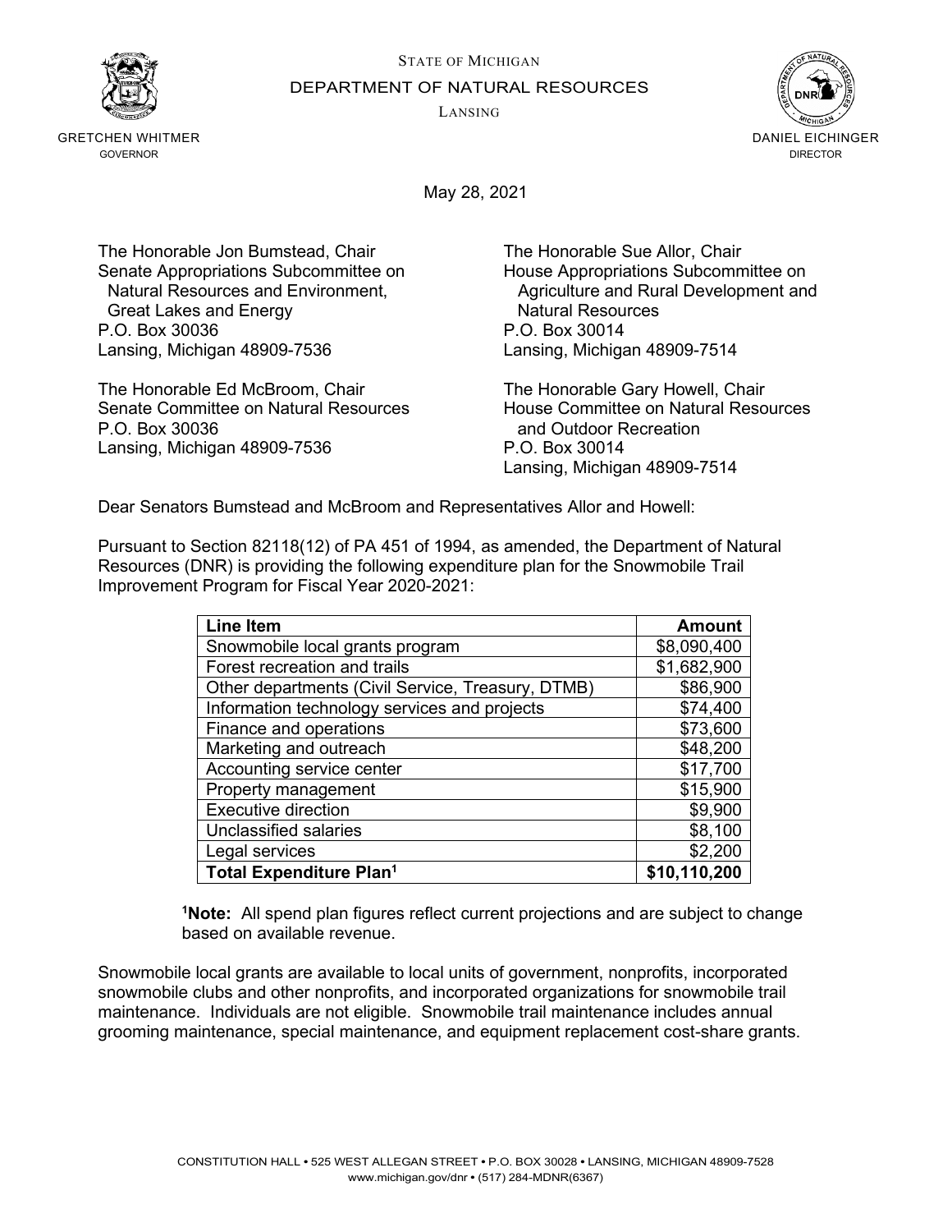STATE OF MICHIGAN

DEPARTMENT OF NATURAL RESOURCES

LANSING

GRETCHEN WHITMER
GOVERNOR

DANIEL EICHINGER
DIRECTOR

May 28, 2021

The Honorable Jon Bumstead, Chair
Senate Appropriations Subcommittee on
Natural Resources and Environment,
Great Lakes and Energy
P.O. Box 30036
Lansing, Michigan 48909-7536

The Honorable Sue Allor, Chair
House Appropriations Subcommittee on
Agriculture and Rural Development and
Natural Resources
P.O. Box 30014
Lansing, Michigan 48909-7514

The Honorable Ed McBroom, Chair
Senate Committee on Natural Resources
P.O. Box 30036
Lansing, Michigan 48909-7536

The Honorable Gary Howell, Chair
House Committee on Natural Resources
and Outdoor Recreation
P.O. Box 30014
Lansing, Michigan 48909-7514

Dear Senators Bumstead and McBroom and Representatives Allor and Howell:

Pursuant to Section 82118(12) of PA 451 of 1994, as amended, the Department of Natural Resources (DNR) is providing the following expenditure plan for the Snowmobile Trail Improvement Program for Fiscal Year 2020-2021:

| Line Item | Amount |
|---|---:|
| Snowmobile local grants program | $8,090,400 |
| Forest recreation and trails | $1,682,900 |
| Other departments (Civil Service, Treasury, DTMB) | $86,900 |
| Information technology services and projects | $74,400 |
| Finance and operations | $73,600 |
| Marketing and outreach | $48,200 |
| Accounting service center | $17,700 |
| Property management | $15,900 |
| Executive direction | $9,900 |
| Unclassified salaries | $8,100 |
| Legal services | $2,200 |
| **Total Expenditure Plan[1]** | **$10,110,200** |

[1]**Note:** All spend plan figures reflect current projections and are subject to change based on available revenue.

Snowmobile local grants are available to local units of government, nonprofits, incorporated snowmobile clubs and other nonprofits, and incorporated organizations for snowmobile trail maintenance. Individuals are not eligible. Snowmobile trail maintenance includes annual grooming maintenance, special maintenance, and equipment replacement cost-share grants.

CONSTITUTION HALL • 525 WEST ALLEGAN STREET • P.O. BOX 30028 • LANSING, MICHIGAN 48909-7528
www.michigan.gov/dnr • (517) 284-MDNR(6367)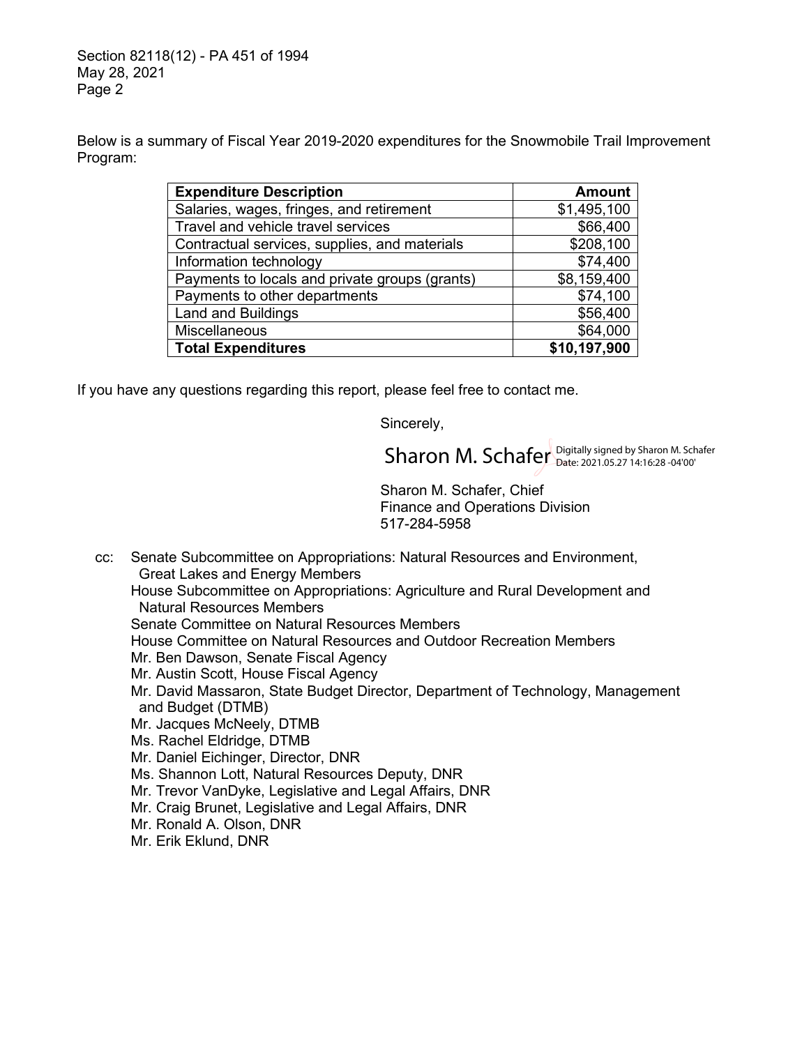Below is a summary of Fiscal Year 2019-2020 expenditures for the Snowmobile Trail Improvement Program:

| Expenditure Description | Amount |
| --- | ---: |
| Salaries, wages, fringes, and retirement | $1,495,100 |
| Travel and vehicle travel services | $66,400 |
| Contractual services, supplies, and materials | $208,100 |
| Information technology | $74,400 |
| Payments to locals and private groups (grants) | $8,159,400 |
| Payments to other departments | $74,100 |
| Land and Buildings | $56,400 |
| Miscellaneous | $64,000 |
| **Total Expenditures** | **$10,197,900** |

If you have any questions regarding this report, please feel free to contact me.

Sincerely,

Sharon M. Schafer Digitally signed by Sharon M. Schafer Date: 2021.05.27 14:16:28 -04'00'

Sharon M. Schafer, Chief
Finance and Operations Division
517-284-5958

cc: Senate Subcommittee on Appropriations: Natural Resources and Environment, Great Lakes and Energy Members
House Subcommittee on Appropriations: Agriculture and Rural Development and Natural Resources Members
Senate Committee on Natural Resources Members
House Committee on Natural Resources and Outdoor Recreation Members
Mr. Ben Dawson, Senate Fiscal Agency
Mr. Austin Scott, House Fiscal Agency
Mr. David Massaron, State Budget Director, Department of Technology, Management and Budget (DTMB)
Mr. Jacques McNeely, DTMB
Ms. Rachel Eldridge, DTMB
Mr. Daniel Eichinger, Director, DNR
Ms. Shannon Lott, Natural Resources Deputy, DNR
Mr. Trevor VanDyke, Legislative and Legal Affairs, DNR
Mr. Craig Brunet, Legislative and Legal Affairs, DNR
Mr. Ronald A. Olson, DNR
Mr. Erik Eklund, DNR